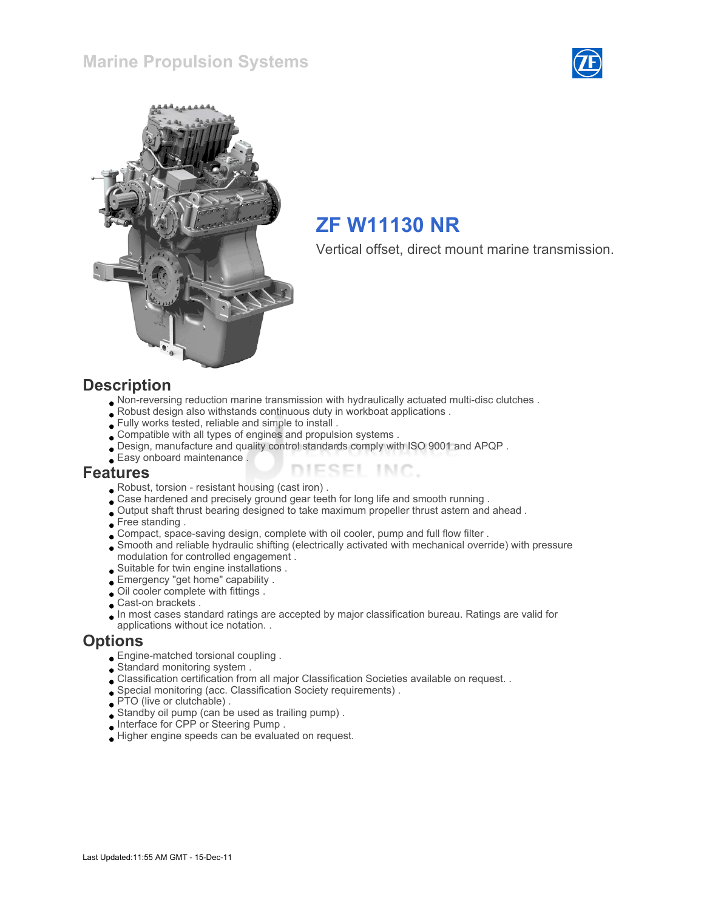# Marine Propulsion Systems

## ZF W11130 NR

Vertical offset, direct mount marine transmission.

## Description

- Non-reversing reduction marine transmission with hydraulically actuated multi-disc clutches .
- Robust design also withstands continuous duty in workboat applications .
- Fully works tested, reliable and simple to install .
- Compatible with all types of engines and propulsion systems .
- Design, manufacture and quality control standards comply with ISO 9001 and APQP .
- Easy onboard maintenance .

## Features

- Robust, torsion - resistant housing (cast iron) .
- Case hardened and precisely ground gear teeth for long life and smooth running .
- Output shaft thrust bearing designed to take maximum propeller thrust astern and ahead .
- Free standing .
- Compact, space-saving design, complete with oil cooler, pump and full flow filter .
- Smooth and reliable hydraulic shifting (electrically activated with mechanical override) with pressure modulation for controlled engagement .
- Suitable for twin engine installations .
- Emergency "get home" capability .
- Oil cooler complete with fittings .
- Cast-on brackets .
- In most cases standard ratings are accepted by major classification bureau. Ratings are valid for applications without ice notation. .

## Options

- Engine-matched torsional coupling .
- Standard monitoring system .
- Classification certification from all major Classification Societies available on request. .
- Special monitoring (acc. Classification Society requirements) .
- PTO (live or clutchable) .
- Standby oil pump (can be used as trailing pump) .
- Interface for CPP or Steering Pump .
- Higher engine speeds can be evaluated on request.

Last Updated:11:55 AM GMT - 15-Dec-11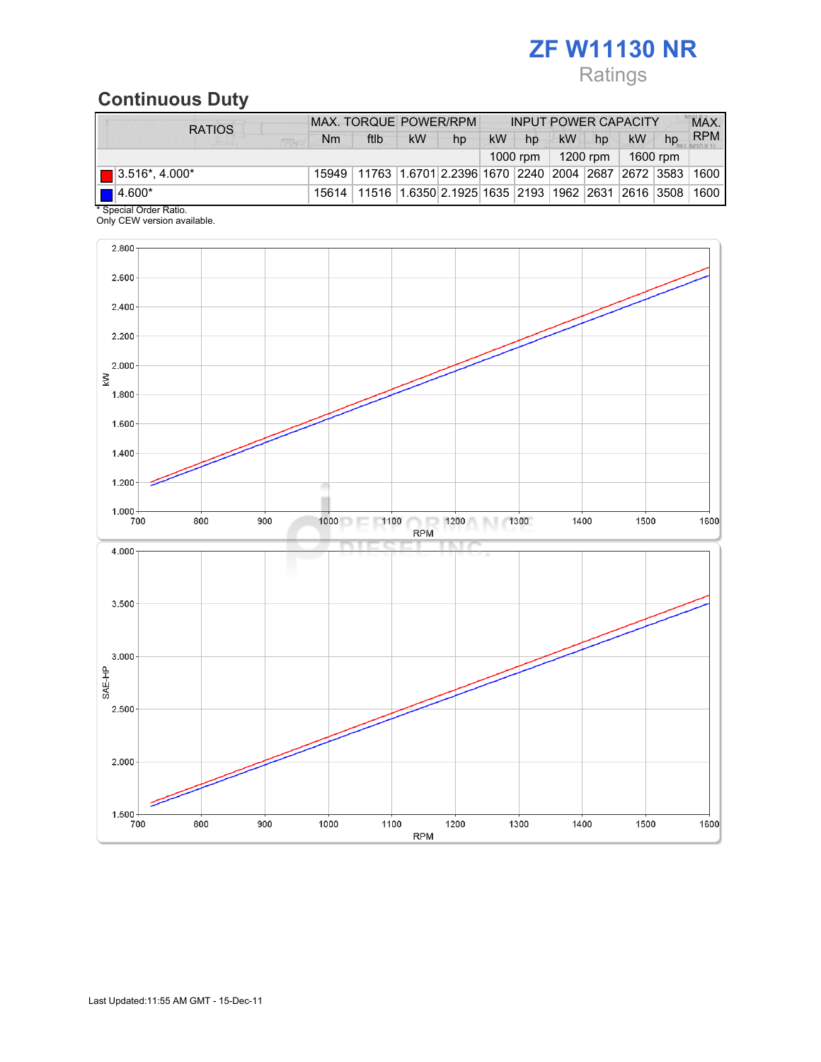# ZF W11130 NR

Ratings

## Continuous Duty

| RATIOS | MAX. TORQUE | | POWER/RPM | | INPUT POWER CAPACITY | | | | | | MAX. RPM |
|---|---|---|---|---|---|---|---|---|---|---|---|
| | Nm | ftlb | kW | hp | kW | hp | kW | hp | kW | hp | |
| | | | | | 1000 rpm | | 1200 rpm | | 1600 rpm | | |
| 3.516*, 4.000* | 15949 | 11763 | 1.6701 | 2.2396 | 1670 | 2240 | 2004 | 2687 | 2672 | 3583 | 1600 |
| 4.600* | 15614 | 11516 | 1.6350 | 2.1925 | 1635 | 2193 | 1962 | 2631 | 2616 | 3508 | 1600 |

* Special Order Ratio.
Only CEW version available.

kW
2.800
2.600
2.400
2.200
2.000
1.800
1.600
1.400
1.200
1.000
700 800 900 1000 1100 1200 1300 1400 1500 1600
RPM

SAE-HP
4.000
3.500
3.000
2.500
2.000
1.500
700 800 900 1000 1100 1200 1300 1400 1500 1600
RPM

Last Updated:11:55 AM GMT - 15-Dec-11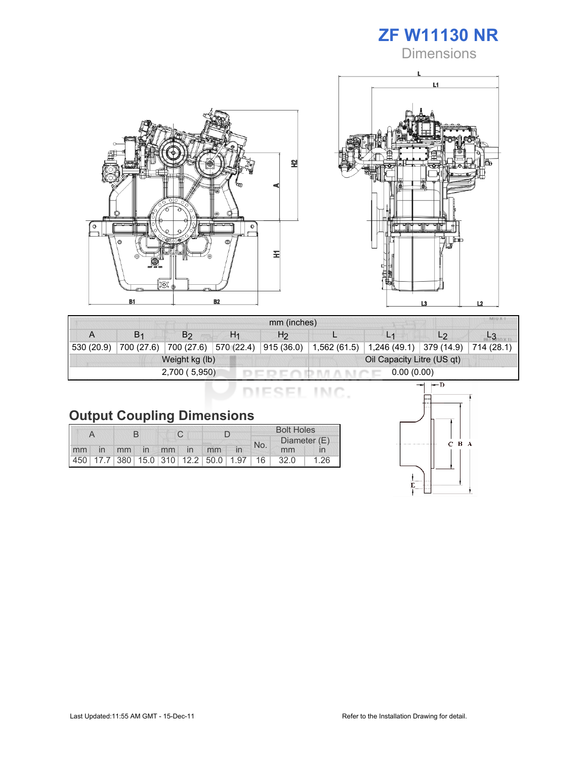# ZF W11130 NR

## Dimensions

| mm (inches) | | | | | | | | |
|---|---|---|---|---|---|---|---|---|
| A | $B_1$ | $B_2$ | $H_1$ | $H_2$ | L | $L_1$ | $L_2$ | $L_3$ |
| 530 (20.9) | 700 (27.6) | 700 (27.6) | 570 (22.4) | 915 (36.0) | 1,562 (61.5) | 1,246 (49.1) | 379 (14.9) | 714 (28.1) |

| Weight kg (lb) | Oil Capacity Litre (US qt) |
|---|---|
| 2,700 ( 5,950) | 0.00 (0.00) |

## Output Coupling Dimensions

| A | | B | | C | | D | | Bolt Holes | | |
|---|---|---|---|---|---|---|---|---|---|---|
| | | | | | | | | No. | Diameter (E) | |
| mm | in | mm | in | mm | in | mm | in | | mm | in |
| 450 | 17.7 | 380 | 15.0 | 310 | 12.2 | 50.0 | 1.97 | 16 | 32.0 | 1.26 |

Last Updated:11:55 AM GMT - 15-Dec-11

Refer to the Installation Drawing for detail.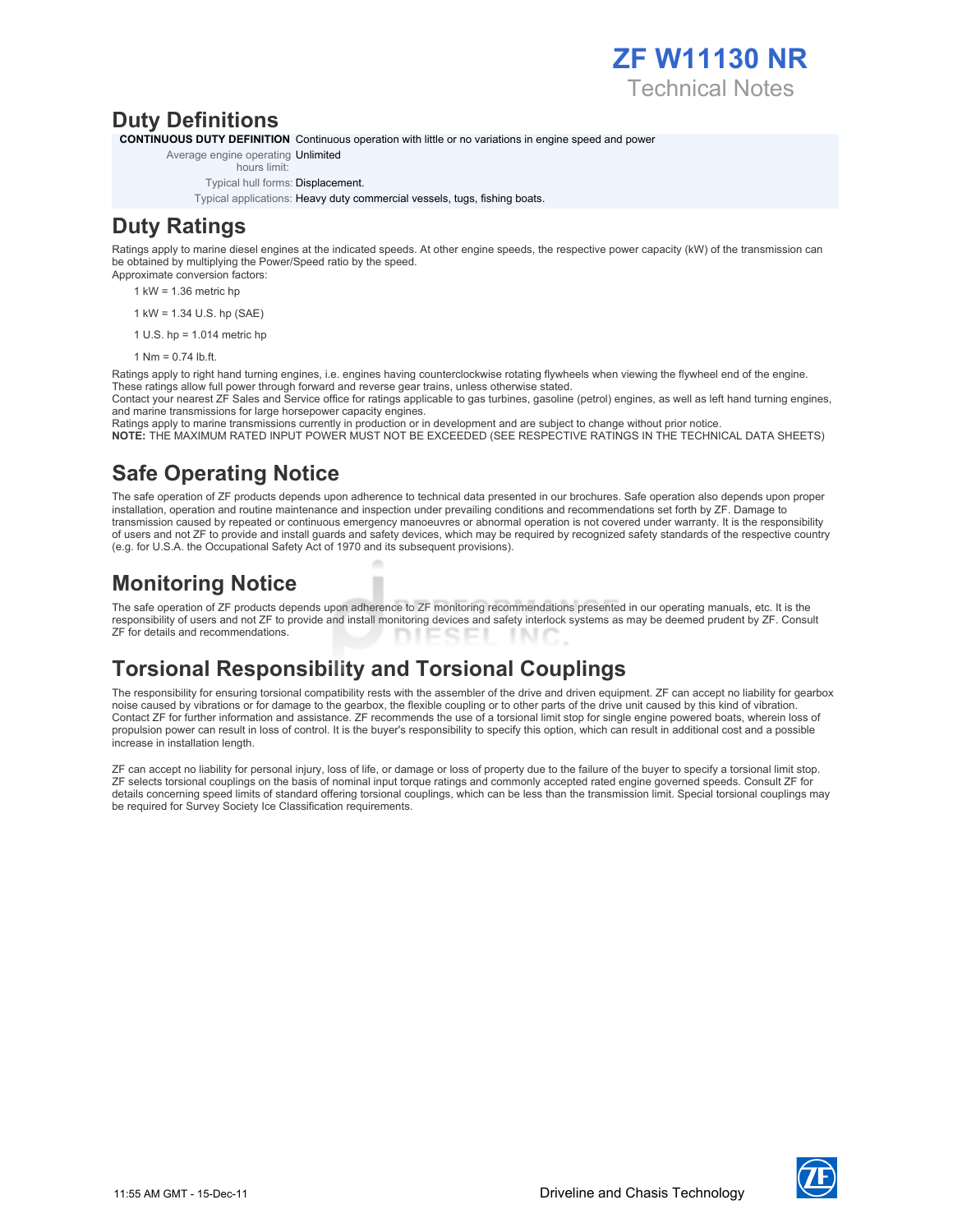# ZF W11130 NR

Technical Notes

## Duty Definitions

| | |
|---|---|
| **CONTINUOUS DUTY DEFINITION** | Continuous operation with little or no variations in engine speed and power |
| Average engine operating hours limit: | Unlimited |
| Typical hull forms: | Displacement. |
| Typical applications: | Heavy duty commercial vessels, tugs, fishing boats. |

## Duty Ratings

Ratings apply to marine diesel engines at the indicated speeds. At other engine speeds, the respective power capacity (kW) of the transmission can be obtained by multiplying the Power/Speed ratio by the speed.
Approximate conversion factors:

1 kW = 1.36 metric hp

1 kW = 1.34 U.S. hp (SAE)

1 U.S. hp = 1.014 metric hp

1 Nm = 0.74 lb.ft.

Ratings apply to right hand turning engines, i.e. engines having counterclockwise rotating flywheels when viewing the flywheel end of the engine. These ratings allow full power through forward and reverse gear trains, unless otherwise stated.
Contact your nearest ZF Sales and Service office for ratings applicable to gas turbines, gasoline (petrol) engines, as well as left hand turning engines, and marine transmissions for large horsepower capacity engines.
Ratings apply to marine transmissions currently in production or in development and are subject to change without prior notice.
**NOTE:** THE MAXIMUM RATED INPUT POWER MUST NOT BE EXCEEDED (SEE RESPECTIVE RATINGS IN THE TECHNICAL DATA SHEETS)

## Safe Operating Notice

The safe operation of ZF products depends upon adherence to technical data presented in our brochures. Safe operation also depends upon proper installation, operation and routine maintenance and inspection under prevailing conditions and recommendations set forth by ZF. Damage to transmission caused by repeated or continuous emergency manoeuvres or abnormal operation is not covered under warranty. It is the responsibility of users and not ZF to provide and install guards and safety devices, which may be required by recognized safety standards of the respective country (e.g. for U.S.A. the Occupational Safety Act of 1970 and its subsequent provisions).

## Monitoring Notice

The safe operation of ZF products depends upon adherence to ZF monitoring recommendations presented in our operating manuals, etc. It is the responsibility of users and not ZF to provide and install monitoring devices and safety interlock systems as may be deemed prudent by ZF. Consult ZF for details and recommendations.

## Torsional Responsibility and Torsional Couplings

The responsibility for ensuring torsional compatibility rests with the assembler of the drive and driven equipment. ZF can accept no liability for gearbox noise caused by vibrations or for damage to the gearbox, the flexible coupling or to other parts of the drive unit caused by this kind of vibration. Contact ZF for further information and assistance. ZF recommends the use of a torsional limit stop for single engine powered boats, wherein loss of propulsion power can result in loss of control. It is the buyer's responsibility to specify this option, which can result in additional cost and a possible increase in installation length.

ZF can accept no liability for personal injury, loss of life, or damage or loss of property due to the failure of the buyer to specify a torsional limit stop. ZF selects torsional couplings on the basis of nominal input torque ratings and commonly accepted rated engine governed speeds. Consult ZF for details concerning speed limits of standard offering torsional couplings, which can be less than the transmission limit. Special torsional couplings may be required for Survey Society Ice Classification requirements.